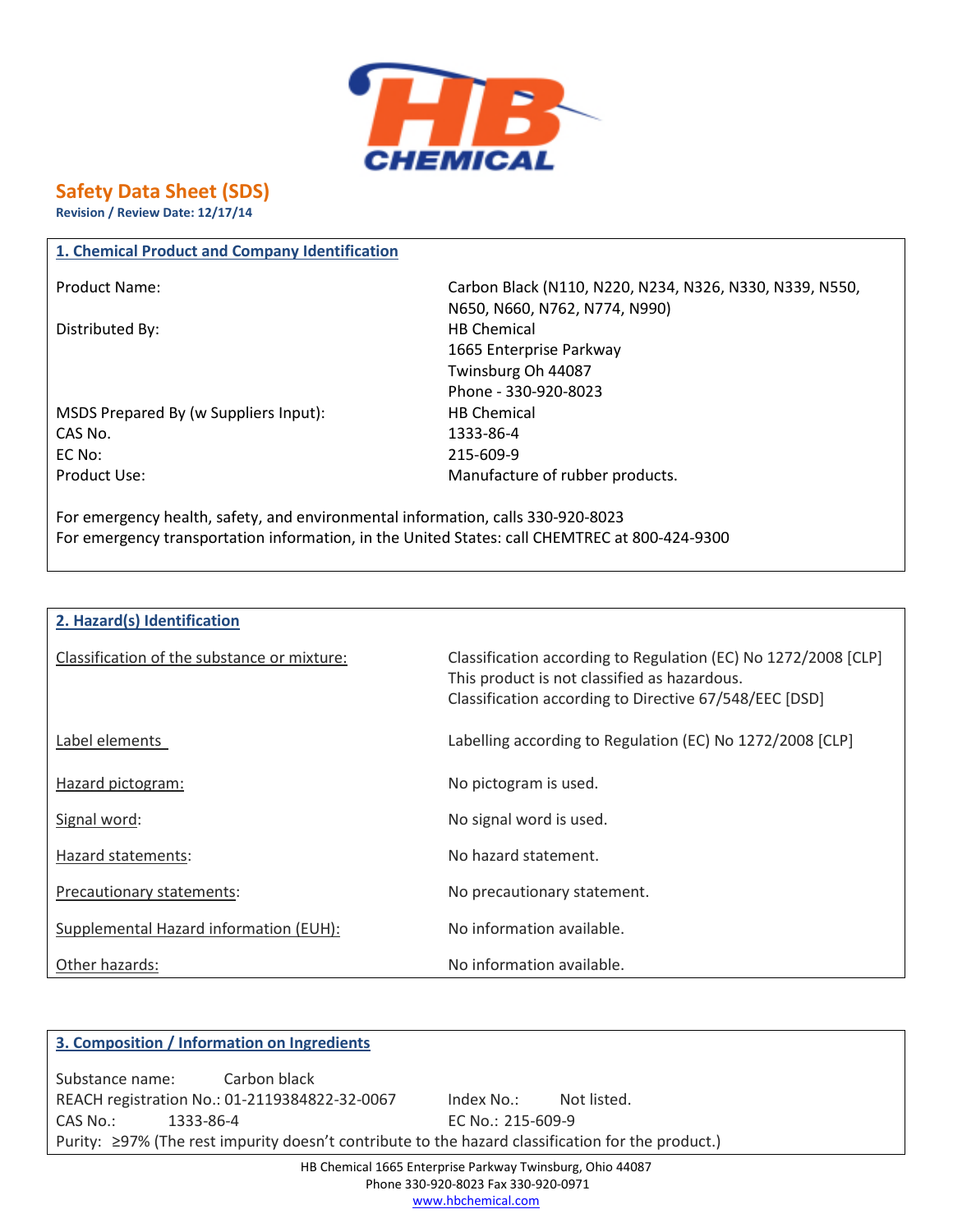HB CHEMICAL

# Safety Data Sheet (SDS)

**Revision / Review Date: 12/17/14**

## 1. Chemical Product and Company Identification

| | |
|---|---|
| Product Name: | Carbon Black (N110, N220, N234, N326, N330, N339, N550, N650, N660, N762, N774, N990) |
| Distributed By: | HB Chemical<br>1665 Enterprise Parkway<br>Twinsburg Oh 44087<br>Phone - 330-920-8023 |
| MSDS Prepared By (w Suppliers Input): | HB Chemical |
| CAS No. | 1333-86-4 |
| EC No: | 215-609-9 |
| Product Use: | Manufacture of rubber products. |

For emergency health, safety, and environmental information, calls 330-920-8023
For emergency transportation information, in the United States: call CHEMTREC at 800-424-9300

## 2. Hazard(s) Identification

| | |
|---|---|
| Classification of the substance or mixture: | Classification according to Regulation (EC) No 1272/2008 [CLP]<br>This product is not classified as hazardous.<br>Classification according to Directive 67/548/EEC [DSD] |
| Label elements | Labelling according to Regulation (EC) No 1272/2008 [CLP] |
| Hazard pictogram: | No pictogram is used. |
| Signal word: | No signal word is used. |
| Hazard statements: | No hazard statement. |
| Precautionary statements: | No precautionary statement. |
| Supplemental Hazard information (EUH): | No information available. |
| Other hazards: | No information available. |

## 3. Composition / Information on Ingredients

Substance name: Carbon black
REACH registration No.: 01-2119384822-32-0067 Index No.: Not listed.
CAS No.: 1333-86-4 EC No.: 215-609-9
Purity: ≥97% (The rest impurity doesn't contribute to the hazard classification for the product.)

HB Chemical 1665 Enterprise Parkway Twinsburg, Ohio 44087
Phone 330-920-8023 Fax 330-920-0971
www.hbchemical.com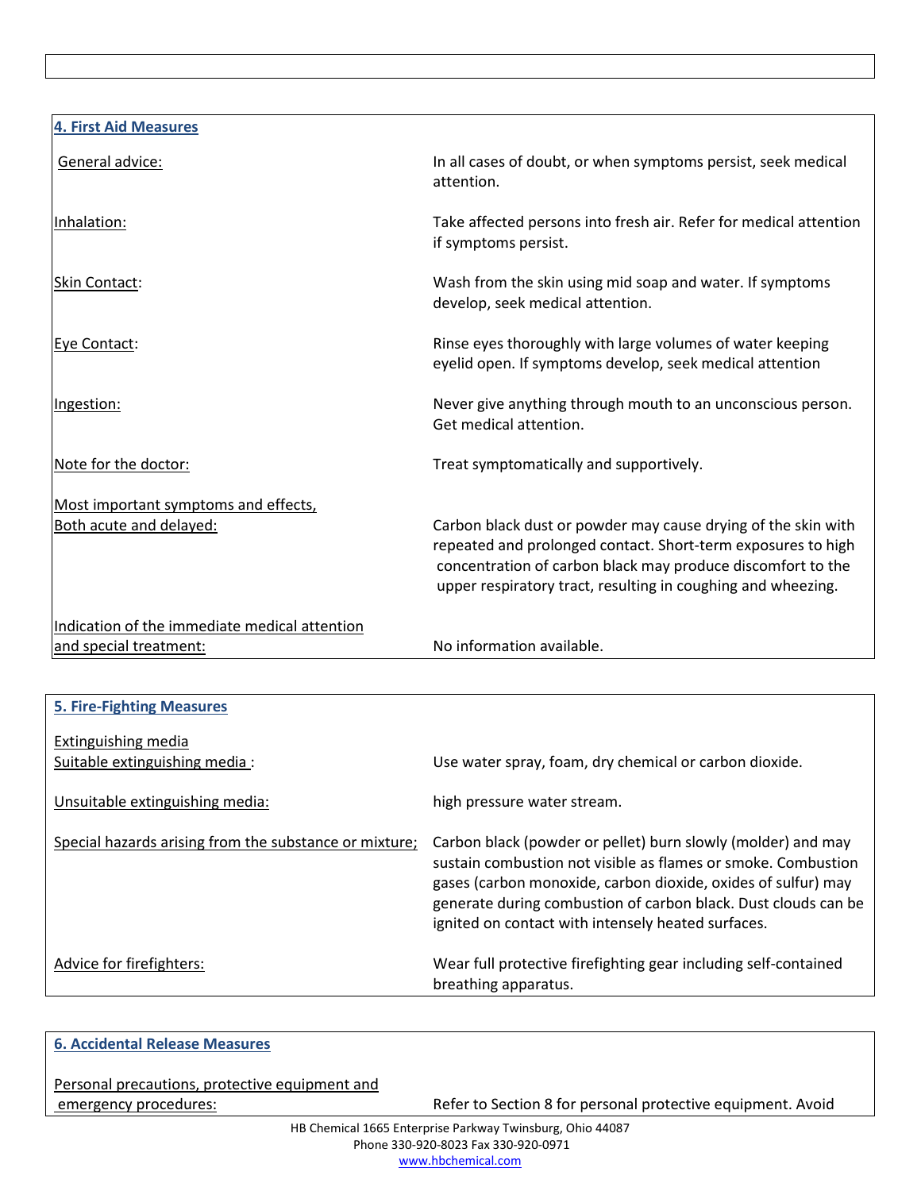## 4. First Aid Measures

| | |
|---|---|
| General advice: | In all cases of doubt, or when symptoms persist, seek medical attention. |
| Inhalation: | Take affected persons into fresh air. Refer for medical attention if symptoms persist. |
| Skin Contact: | Wash from the skin using mid soap and water. If symptoms develop, seek medical attention. |
| Eye Contact: | Rinse eyes thoroughly with large volumes of water keeping eyelid open. If symptoms develop, seek medical attention |
| Ingestion: | Never give anything through mouth to an unconscious person. Get medical attention. |
| Note for the doctor: | Treat symptomatically and supportively. |
| Most important symptoms and effects, Both acute and delayed: | Carbon black dust or powder may cause drying of the skin with repeated and prolonged contact. Short-term exposures to high concentration of carbon black may produce discomfort to the upper respiratory tract, resulting in coughing and wheezing. |
| Indication of the immediate medical attention and special treatment: | No information available. |

## 5. Fire-Fighting Measures

| | |
|---|---|
| Extinguishing media | |
| Suitable extinguishing media : | Use water spray, foam, dry chemical or carbon dioxide. |
| Unsuitable extinguishing media: | high pressure water stream. |
| Special hazards arising from the substance or mixture; | Carbon black (powder or pellet) burn slowly (molder) and may sustain combustion not visible as flames or smoke. Combustion gases (carbon monoxide, carbon dioxide, oxides of sulfur) may generate during combustion of carbon black. Dust clouds can be ignited on contact with intensely heated surfaces. |
| Advice for firefighters: | Wear full protective firefighting gear including self-contained breathing apparatus. |

## 6. Accidental Release Measures

| | |
|---|---|
| Personal precautions, protective equipment and emergency procedures: | Refer to Section 8 for personal protective equipment. Avoid |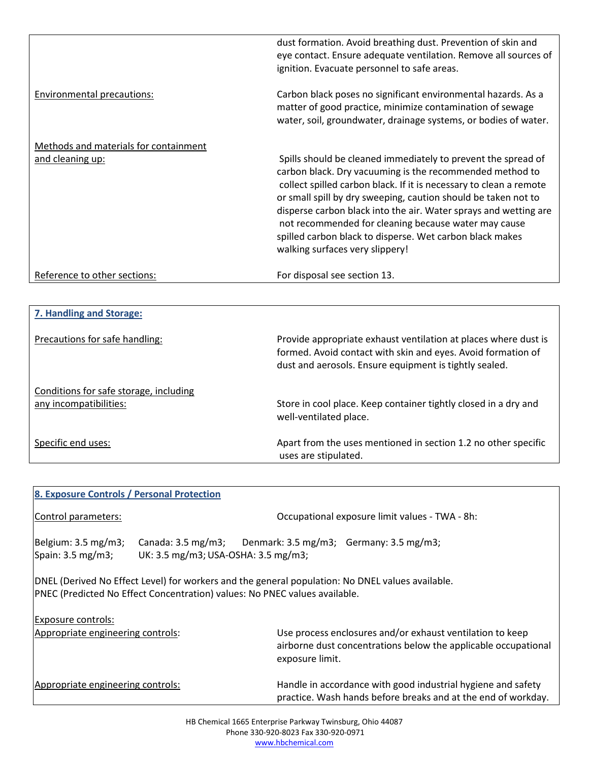| | |
|---|---|
| | dust formation. Avoid breathing dust. Prevention of skin and eye contact. Ensure adequate ventilation. Remove all sources of ignition. Evacuate personnel to safe areas. |
| Environmental precautions: | Carbon black poses no significant environmental hazards. As a matter of good practice, minimize contamination of sewage water, soil, groundwater, drainage systems, or bodies of water. |
| Methods and materials for containment and cleaning up: | Spills should be cleaned immediately to prevent the spread of carbon black. Dry vacuuming is the recommended method to collect spilled carbon black. If it is necessary to clean a remote or small spill by dry sweeping, caution should be taken not to disperse carbon black into the air. Water sprays and wetting are not recommended for cleaning because water may cause spilled carbon black to disperse. Wet carbon black makes walking surfaces very slippery! |
| Reference to other sections: | For disposal see section 13. |

## 7. Handling and Storage:

| | |
|---|---|
| Precautions for safe handling: | Provide appropriate exhaust ventilation at places where dust is formed. Avoid contact with skin and eyes. Avoid formation of dust and aerosols. Ensure equipment is tightly sealed. |
| Conditions for safe storage, including any incompatibilities: | Store in cool place. Keep container tightly closed in a dry and well-ventilated place. |
| Specific end uses: | Apart from the uses mentioned in section 1.2 no other specific uses are stipulated. |

## 8. Exposure Controls / Personal Protection

Control parameters: Occupational exposure limit values - TWA - 8h:

Belgium: 3.5 mg/m3; Canada: 3.5 mg/m3; Denmark: 3.5 mg/m3; Germany: 3.5 mg/m3;
Spain: 3.5 mg/m3; UK: 3.5 mg/m3; USA-OSHA: 3.5 mg/m3;

DNEL (Derived No Effect Level) for workers and the general population: No DNEL values available.
PNEC (Predicted No Effect Concentration) values: No PNEC values available.

Exposure controls:

| | |
|---|---|
| Appropriate engineering controls: | Use process enclosures and/or exhaust ventilation to keep airborne dust concentrations below the applicable occupational exposure limit. |
| Appropriate engineering controls: | Handle in accordance with good industrial hygiene and safety practice. Wash hands before breaks and at the end of workday. |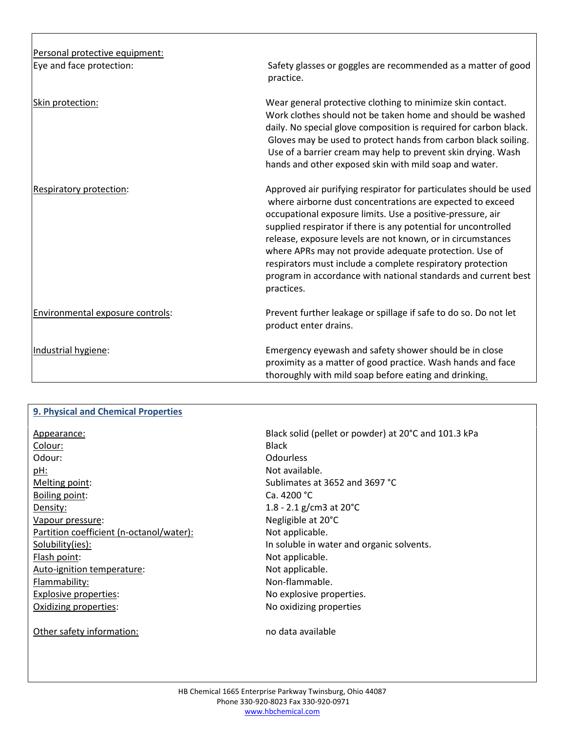Personal protective equipment:

| | |
|---|---|
| Eye and face protection: | Safety glasses or goggles are recommended as a matter of good practice. |
| Skin protection: | Wear general protective clothing to minimize skin contact. Work clothes should not be taken home and should be washed daily. No special glove composition is required for carbon black. Gloves may be used to protect hands from carbon black soiling. Use of a barrier cream may help to prevent skin drying. Wash hands and other exposed skin with mild soap and water. |
| Respiratory protection: | Approved air purifying respirator for particulates should be used where airborne dust concentrations are expected to exceed occupational exposure limits. Use a positive-pressure, air supplied respirator if there is any potential for uncontrolled release, exposure levels are not known, or in circumstances where APRs may not provide adequate protection. Use of respirators must include a complete respiratory protection program in accordance with national standards and current best practices. |
| Environmental exposure controls: | Prevent further leakage or spillage if safe to do so. Do not let product enter drains. |
| Industrial hygiene: | Emergency eyewash and safety shower should be in close proximity as a matter of good practice. Wash hands and face thoroughly with mild soap before eating and drinking. |

## 9. Physical and Chemical Properties

| | |
|---|---|
| Appearance: | Black solid (pellet or powder) at 20°C and 101.3 kPa |
| Colour: | Black |
| Odour: | Odourless |
| pH: | Not available. |
| Melting point: | Sublimates at 3652 and 3697 °C |
| Boiling point: | Ca. 4200 °C |
| Density: | 1.8 - 2.1 g/cm3 at 20°C |
| Vapour pressure: | Negligible at 20°C |
| Partition coefficient (n-octanol/water): | Not applicable. |
| Solubility(ies): | In soluble in water and organic solvents. |
| Flash point: | Not applicable. |
| Auto-ignition temperature: | Not applicable. |
| Flammability: | Non-flammable. |
| Explosive properties: | No explosive properties. |
| Oxidizing properties: | No oxidizing properties |
| Other safety information: | no data available |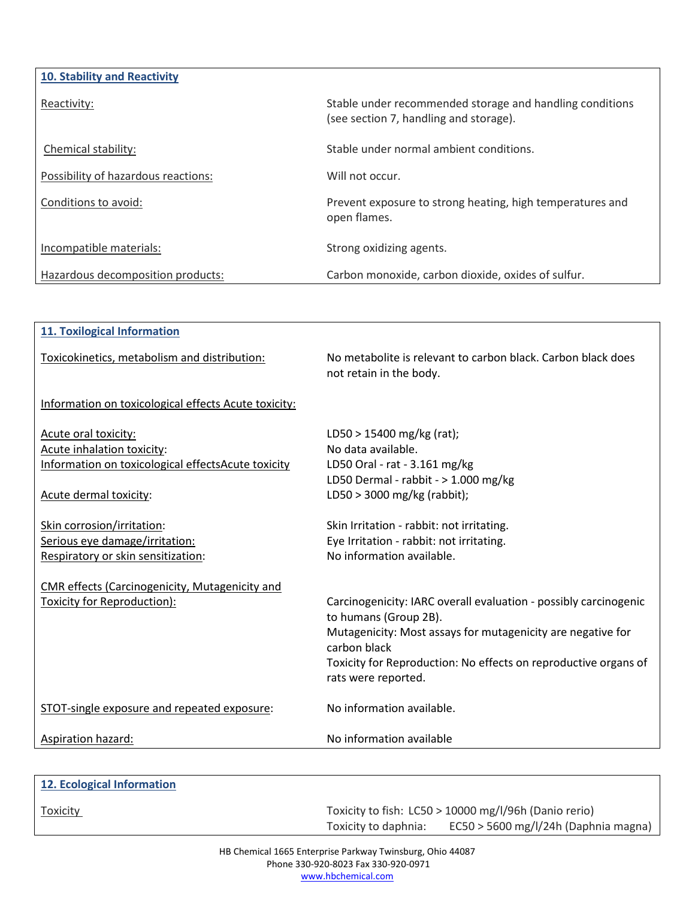## 10. Stability and Reactivity

| | |
|---|---|
| Reactivity: | Stable under recommended storage and handling conditions (see section 7, handling and storage). |
| Chemical stability: | Stable under normal ambient conditions. |
| Possibility of hazardous reactions: | Will not occur. |
| Conditions to avoid: | Prevent exposure to strong heating, high temperatures and open flames. |
| Incompatible materials: | Strong oxidizing agents. |
| Hazardous decomposition products: | Carbon monoxide, carbon dioxide, oxides of sulfur. |

## 11. Toxilogical Information

| | |
|---|---|
| Toxicokinetics, metabolism and distribution: | No metabolite is relevant to carbon black. Carbon black does not retain in the body. |
| Information on toxicological effects Acute toxicity: | |
| Acute oral toxicity: | LD50 > 15400 mg/kg (rat); |
| Acute inhalation toxicity: | No data available. |
| Information on toxicological effectsAcute toxicity | LD50 Oral - rat - 3.161 mg/kg<br>LD50 Dermal - rabbit - > 1.000 mg/kg |
| Acute dermal toxicity: | LD50 > 3000 mg/kg (rabbit); |
| Skin corrosion/irritation: | Skin Irritation - rabbit: not irritating. |
| Serious eye damage/irritation: | Eye Irritation - rabbit: not irritating. |
| Respiratory or skin sensitization: | No information available. |
| CMR effects (Carcinogenicity, Mutagenicity and Toxicity for Reproduction): | Carcinogenicity: IARC overall evaluation - possibly carcinogenic to humans (Group 2B).<br>Mutagenicity: Most assays for mutagenicity are negative for carbon black<br>Toxicity for Reproduction: No effects on reproductive organs of rats were reported. |
| STOT-single exposure and repeated exposure: | No information available. |
| Aspiration hazard: | No information available |

## 12. Ecological Information

| | |
|---|---|
| Toxicity | Toxicity to fish: LC50 > 10000 mg/l/96h (Danio rerio)<br>Toxicity to daphnia: EC50 > 5600 mg/l/24h (Daphnia magna) |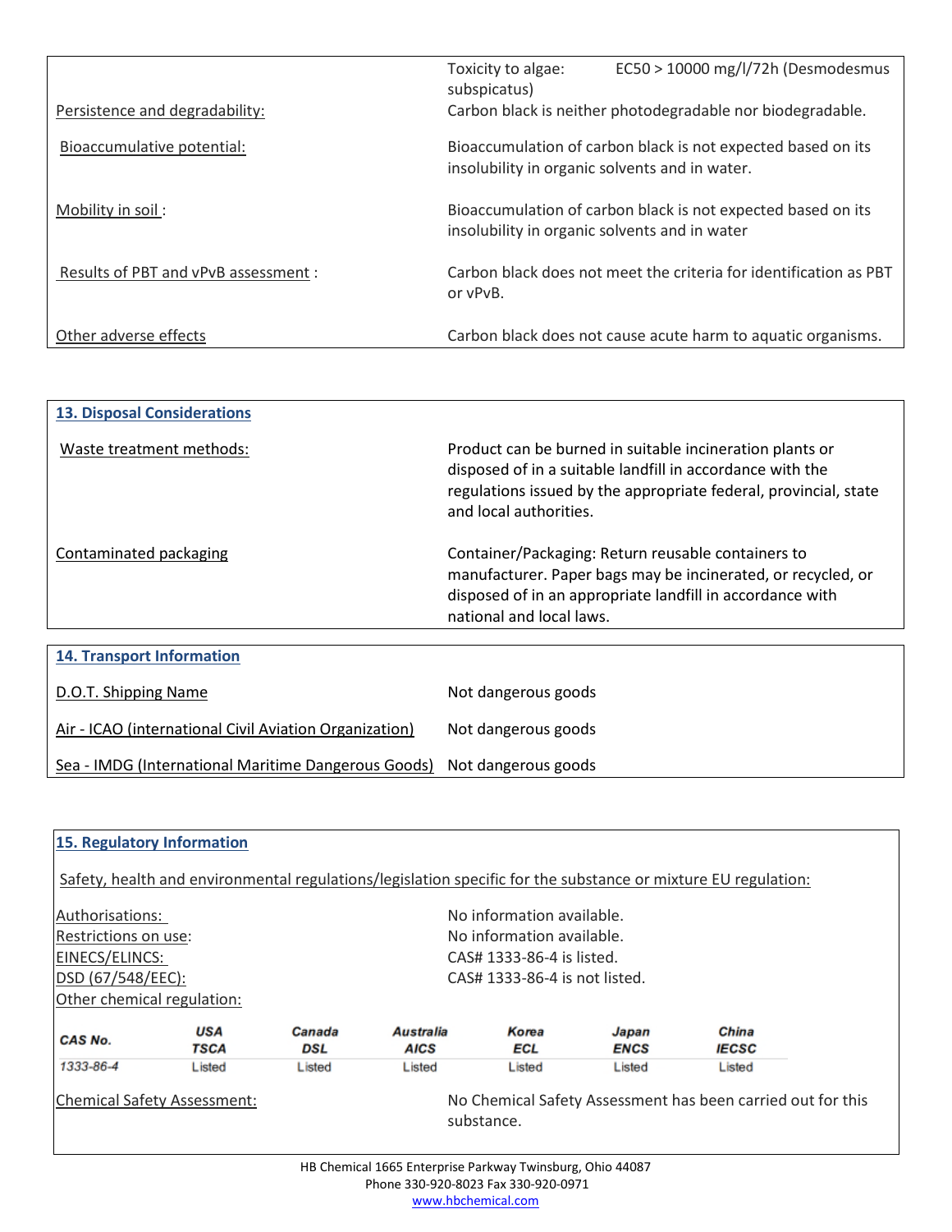Toxicity to algae: EC50 > 10000 mg/l/72h (Desmodesmus subspicatus)

Persistence and degradability: Carbon black is neither photodegradable nor biodegradable.

Bioaccumulative potential: Bioaccumulation of carbon black is not expected based on its insolubility in organic solvents and in water.

Mobility in soil : Bioaccumulation of carbon black is not expected based on its insolubility in organic solvents and in water

Results of PBT and vPvB assessment : Carbon black does not meet the criteria for identification as PBT or vPvB.

Other adverse effects: Carbon black does not cause acute harm to aquatic organisms.

## 13. Disposal Considerations

Waste treatment methods: Product can be burned in suitable incineration plants or disposed of in a suitable landfill in accordance with the regulations issued by the appropriate federal, provincial, state and local authorities.

Contaminated packaging: Container/Packaging: Return reusable containers to manufacturer. Paper bags may be incinerated, or recycled, or disposed of in an appropriate landfill in accordance with national and local laws.

## 14. Transport Information

D.O.T. Shipping Name: Not dangerous goods

Air - ICAO (international Civil Aviation Organization): Not dangerous goods

Sea - IMDG (International Maritime Dangerous Goods): Not dangerous goods

## 15. Regulatory Information

Safety, health and environmental regulations/legislation specific for the substance or mixture EU regulation:

Authorisations: No information available.
Restrictions on use: No information available.
EINECS/ELINCS: CAS# 1333-86-4 is listed.
DSD (67/548/EEC): CAS# 1333-86-4 is not listed.
Other chemical regulation:

| CAS No. | USA TSCA | Canada DSL | Australia AICS | Korea ECL | Japan ENCS | China IECSC |
|---|---|---|---|---|---|---|
| 1333-86-4 | Listed | Listed | Listed | Listed | Listed | Listed |

Chemical Safety Assessment: No Chemical Safety Assessment has been carried out for this substance.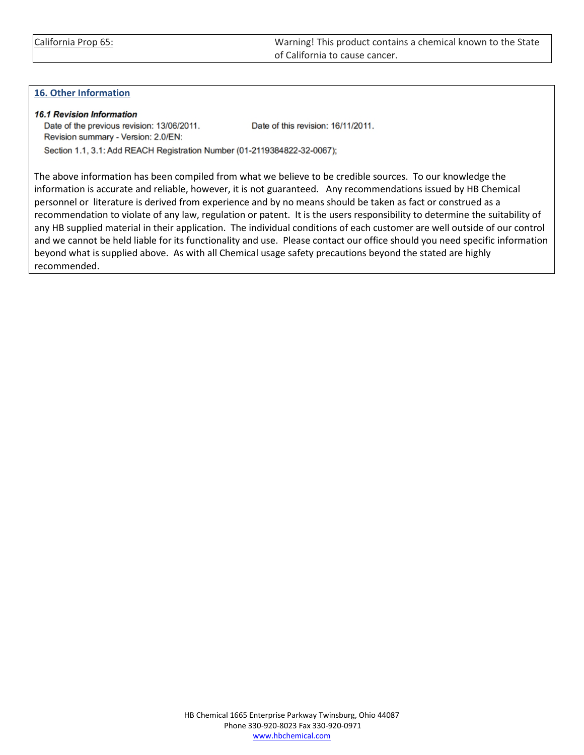| | |
|---|---|
| California Prop 65: | Warning! This product contains a chemical known to the State of California to cause cancer. |

## 16. Other Information

***16.1 Revision Information***

Date of the previous revision: 13/06/2011. Date of this revision: 16/11/2011.

Revision summary - Version: 2.0/EN:

Section 1.1, 3.1: Add REACH Registration Number (01-2119384822-32-0067);

The above information has been compiled from what we believe to be credible sources. To our knowledge the information is accurate and reliable, however, it is not guaranteed. Any recommendations issued by HB Chemical personnel or literature is derived from experience and by no means should be taken as fact or construed as a recommendation to violate of any law, regulation or patent. It is the users responsibility to determine the suitability of any HB supplied material in their application. The individual conditions of each customer are well outside of our control and we cannot be held liable for its functionality and use. Please contact our office should you need specific information beyond what is supplied above. As with all Chemical usage safety precautions beyond the stated are highly recommended.